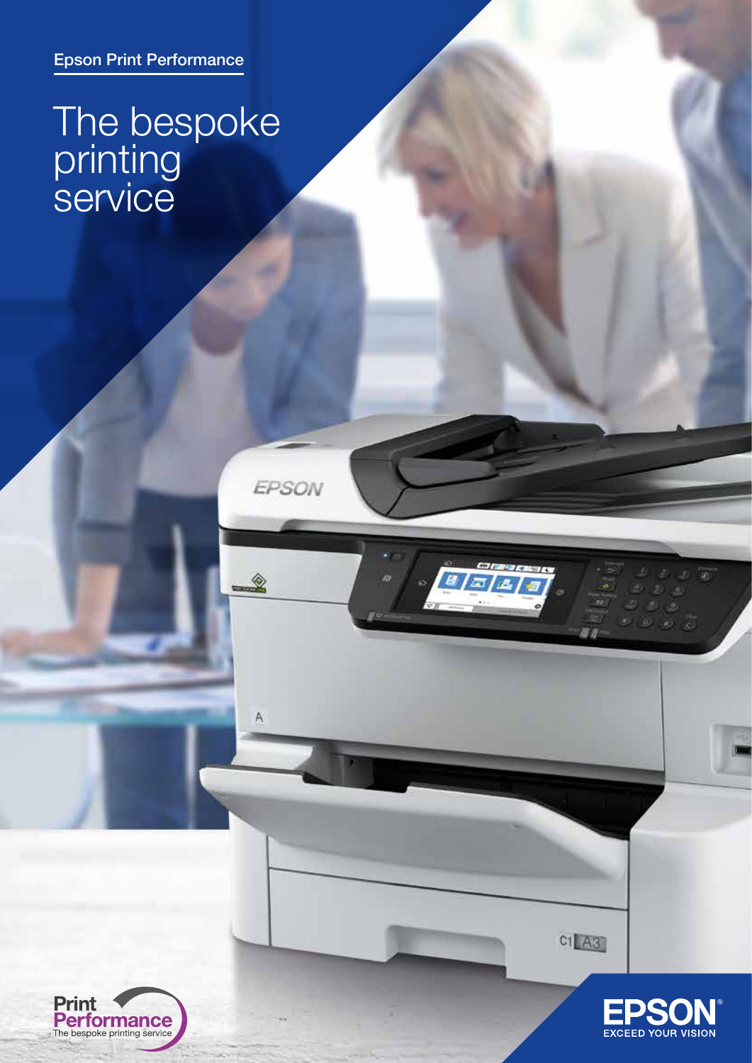Epson Print Performance

# The bespoke printing service

Print Performance
The bespoke printing service

EPSON
EXCEED YOUR VISION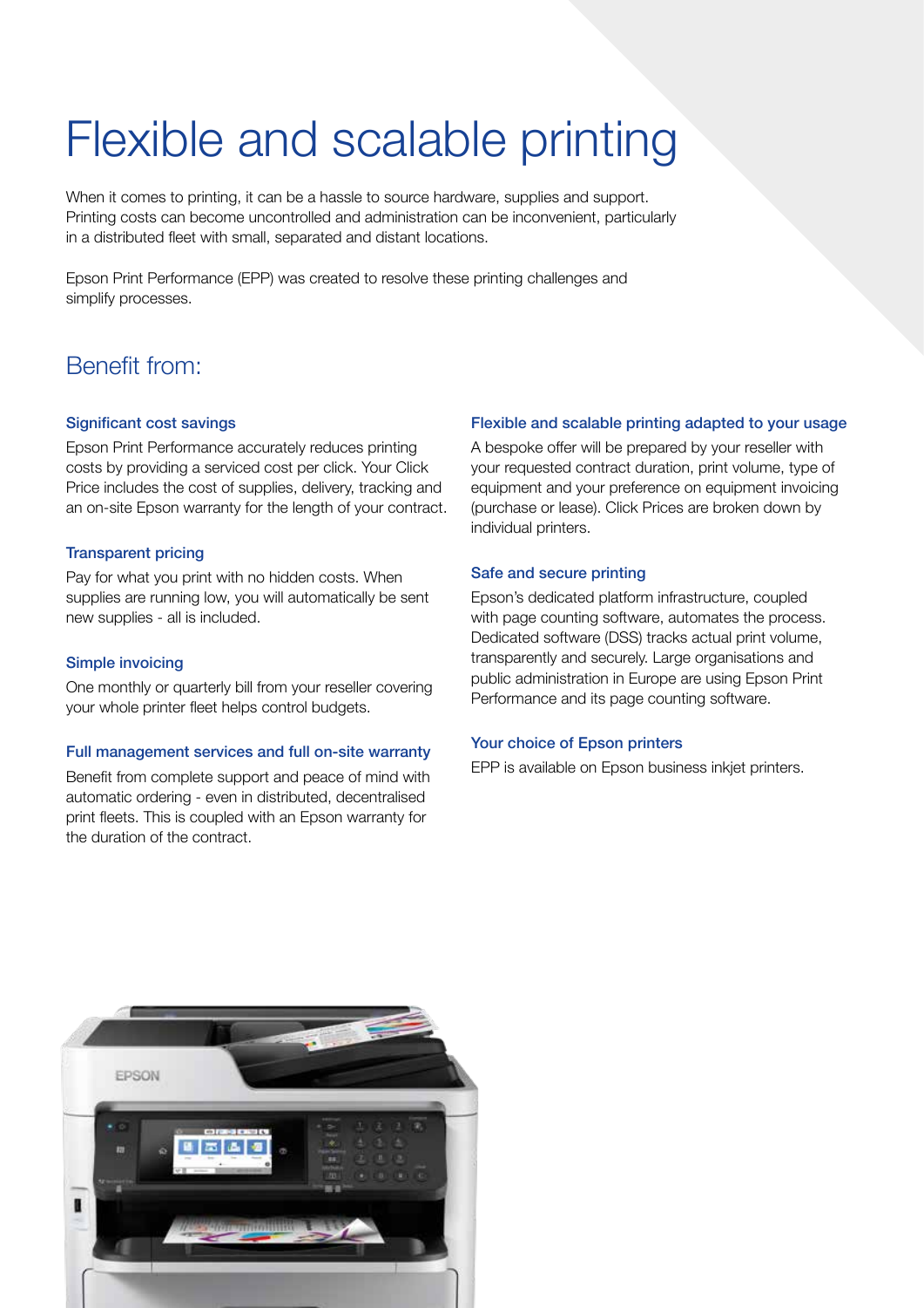# Flexible and scalable printing

When it comes to printing, it can be a hassle to source hardware, supplies and support. Printing costs can become uncontrolled and administration can be inconvenient, particularly in a distributed fleet with small, separated and distant locations.

Epson Print Performance (EPP) was created to resolve these printing challenges and simplify processes.

## Benefit from:

### Significant cost savings

Epson Print Performance accurately reduces printing costs by providing a serviced cost per click. Your Click Price includes the cost of supplies, delivery, tracking and an on-site Epson warranty for the length of your contract.

### Transparent pricing

Pay for what you print with no hidden costs. When supplies are running low, you will automatically be sent new supplies - all is included.

### Simple invoicing

One monthly or quarterly bill from your reseller covering your whole printer fleet helps control budgets.

### Full management services and full on-site warranty

Benefit from complete support and peace of mind with automatic ordering - even in distributed, decentralised print fleets. This is coupled with an Epson warranty for the duration of the contract.

### Flexible and scalable printing adapted to your usage

A bespoke offer will be prepared by your reseller with your requested contract duration, print volume, type of equipment and your preference on equipment invoicing (purchase or lease). Click Prices are broken down by individual printers.

### Safe and secure printing

Epson's dedicated platform infrastructure, coupled with page counting software, automates the process. Dedicated software (DSS) tracks actual print volume, transparently and securely. Large organisations and public administration in Europe are using Epson Print Performance and its page counting software.

### Your choice of Epson printers

EPP is available on Epson business inkjet printers.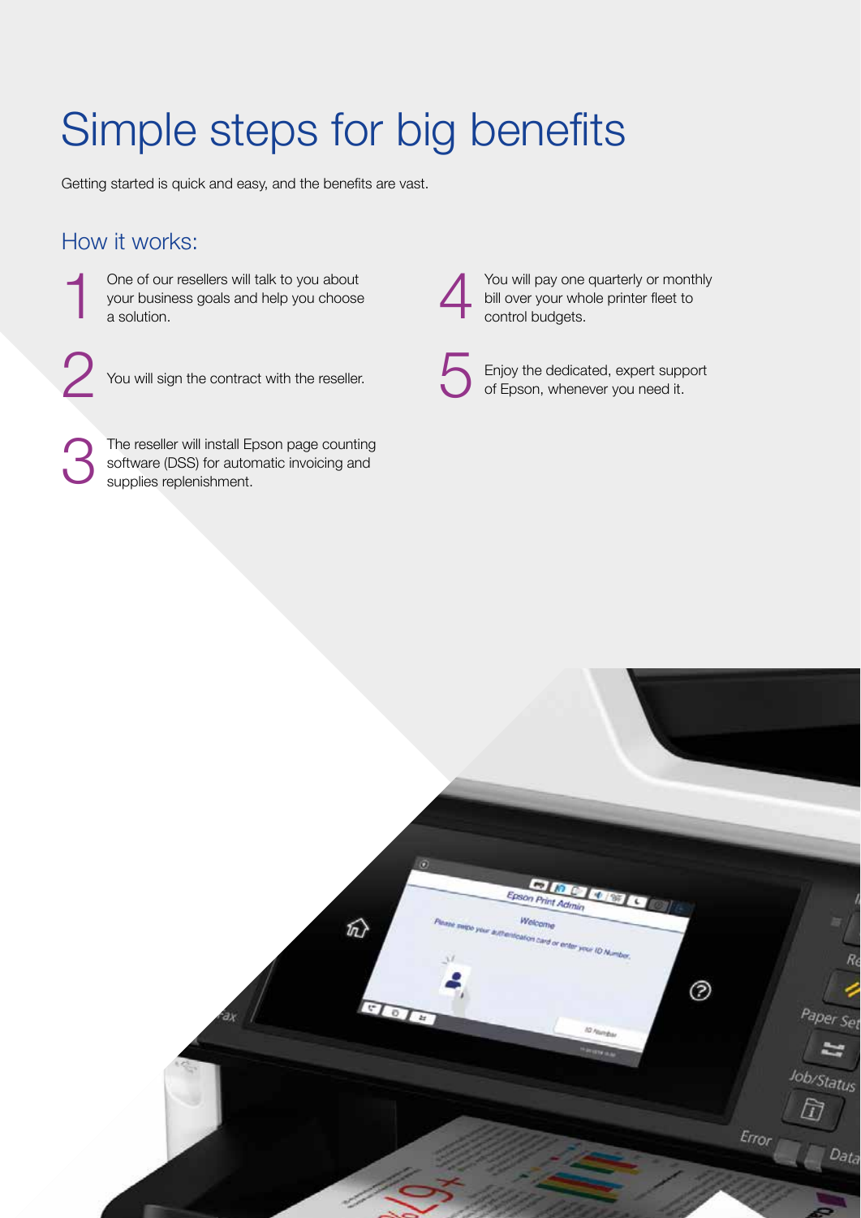# Simple steps for big benefits

Getting started is quick and easy, and the benefits are vast.

## How it works:

1. One of our resellers will talk to you about your business goals and help you choose a solution.
2. You will sign the contract with the reseller.
3. The reseller will install Epson page counting software (DSS) for automatic invoicing and supplies replenishment.
4. You will pay one quarterly or monthly bill over your whole printer fleet to control budgets.
5. Enjoy the dedicated, expert support of Epson, whenever you need it.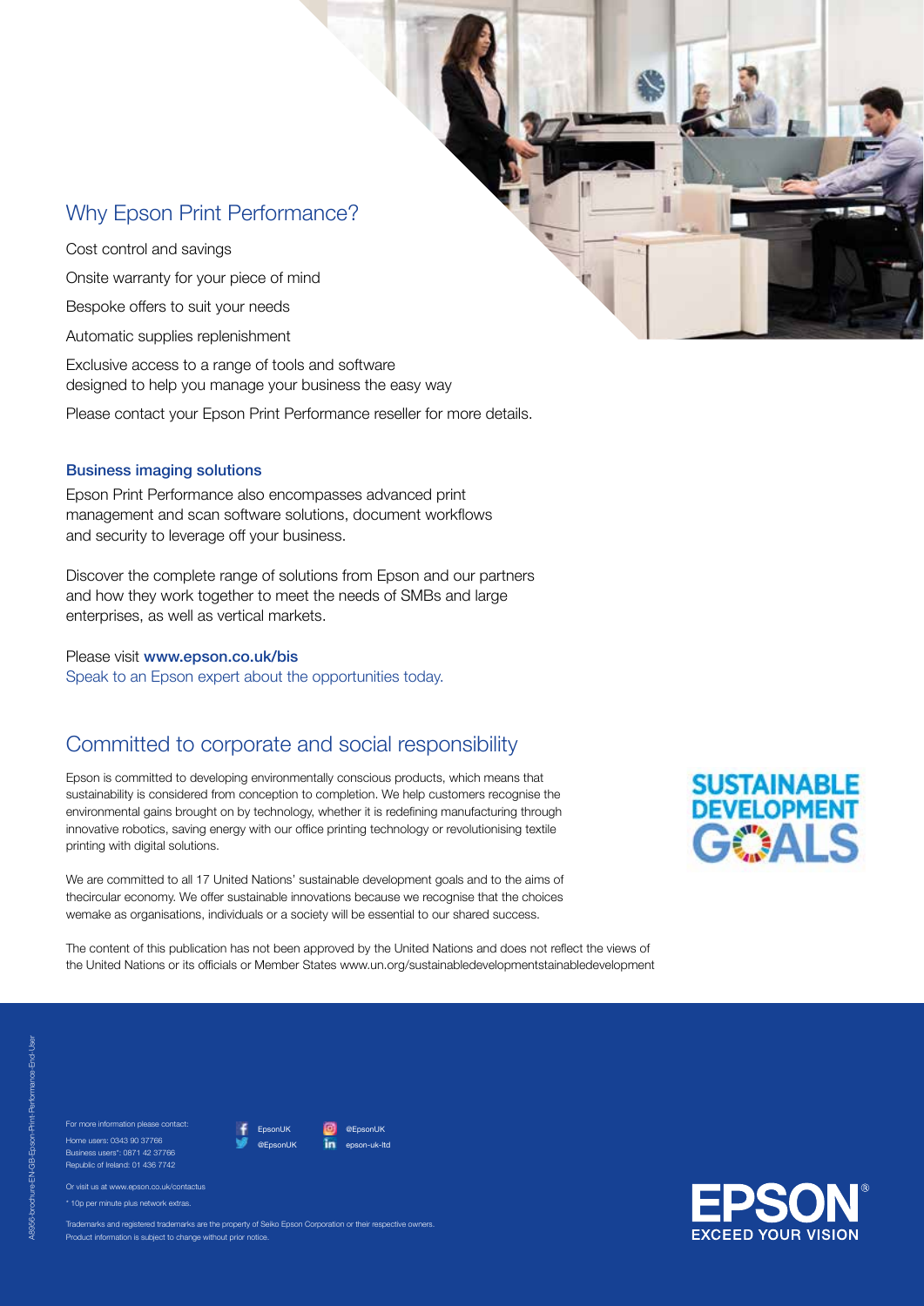## Why Epson Print Performance?

Cost control and savings

Onsite warranty for your piece of mind

Bespoke offers to suit your needs

Automatic supplies replenishment

Exclusive access to a range of tools and software designed to help you manage your business the easy way

Please contact your Epson Print Performance reseller for more details.

### Business imaging solutions

Epson Print Performance also encompasses advanced print management and scan software solutions, document workflows and security to leverage off your business.

Discover the complete range of solutions from Epson and our partners and how they work together to meet the needs of SMBs and large enterprises, as well as vertical markets.

Please visit **www.epson.co.uk/bis**
Speak to an Epson expert about the opportunities today.

## Committed to corporate and social responsibility

Epson is committed to developing environmentally conscious products, which means that sustainability is considered from conception to completion. We help customers recognise the environmental gains brought on by technology, whether it is redefining manufacturing through innovative robotics, saving energy with our office printing technology or revolutionising textile printing with digital solutions.

We are committed to all 17 United Nations' sustainable development goals and to the aims of thecircular economy. We offer sustainable innovations because we recognise that the choices wemake as organisations, individuals or a society will be essential to our shared success.

The content of this publication has not been approved by the United Nations and does not reflect the views of the United Nations or its officials or Member States www.un.org/sustainabledevelopmentstainabledevelopment

SUSTAINABLE DEVELOPMENT GOALS

For more information please contact:

Home users: 0343 90 37766
Business users*: 0871 42 37766
Republic of Ireland: 01 436 7742

Or visit us at www.epson.co.uk/contactus

\* 10p per minute plus network extras.

EpsonUK
@EpsonUK
@EpsonUK
epson-uk-ltd

Trademarks and registered trademarks are the property of Seiko Epson Corporation or their respective owners.
Product information is subject to change without prior notice.

EPSON® EXCEED YOUR VISION

A8956-brochure-EN-GB-Epson-Print-Performance-End-User